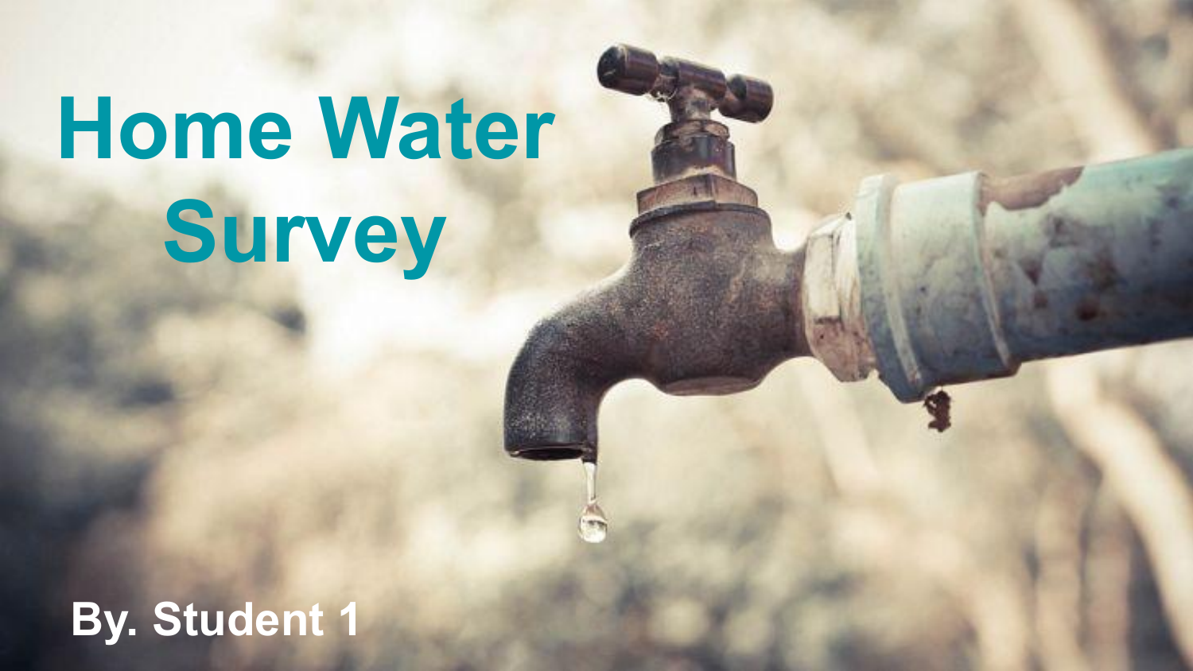# Home Water Survey

By. Student 1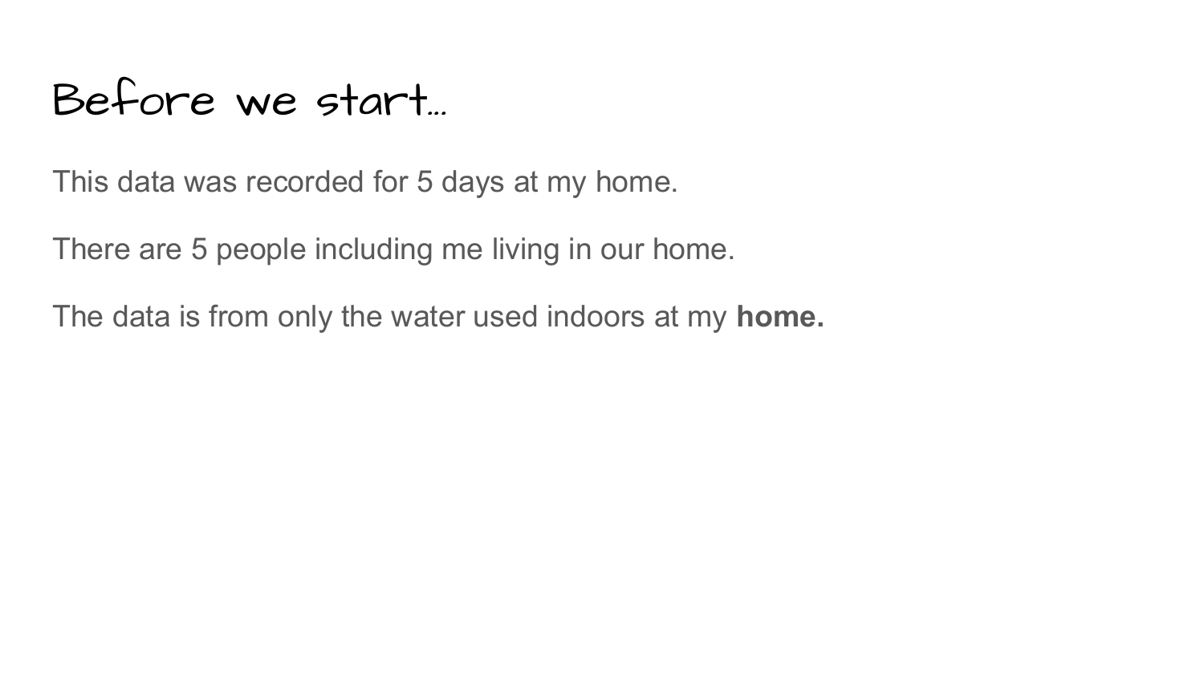# Before we start...

This data was recorded for 5 days at my home.

There are 5 people including me living in our home.

The data is from only the water used indoors at my **home.**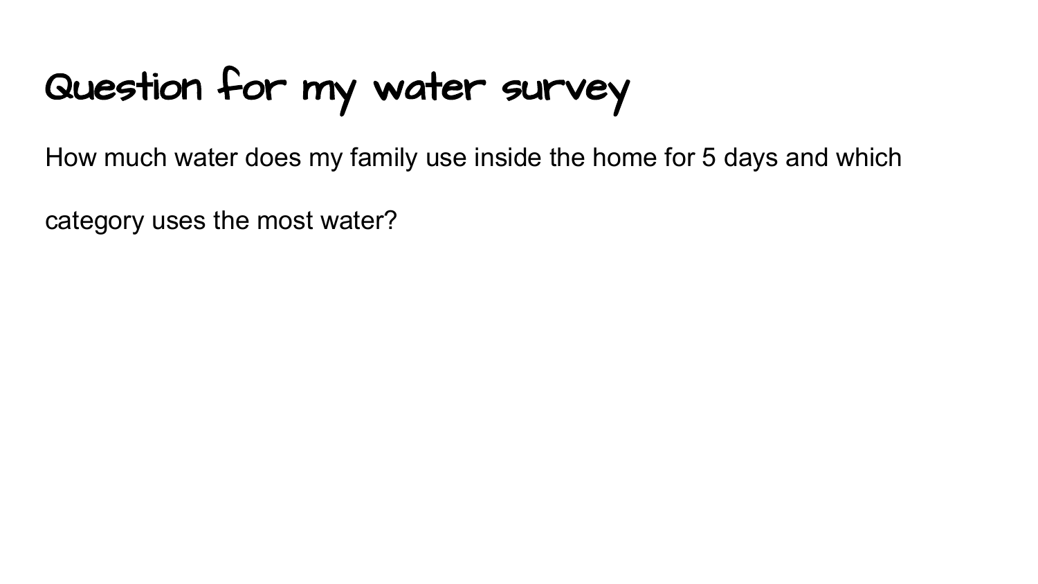# Question for my water survey

How much water does my family use inside the home for 5 days and which category uses the most water?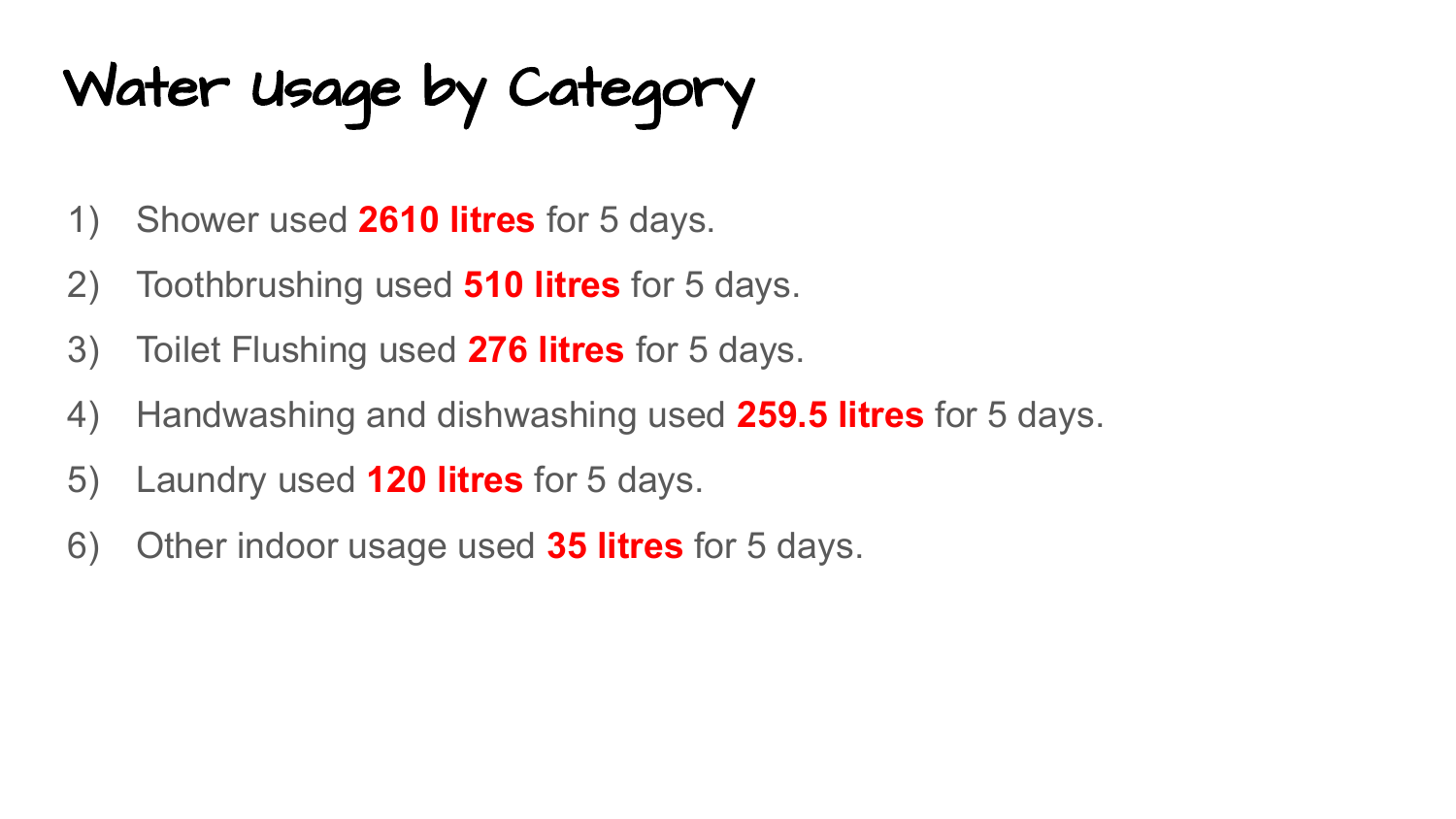# Water Usage by Category

1) Shower used **2610 litres** for 5 days.
2) Toothbrushing used **510 litres** for 5 days.
3) Toilet Flushing used **276 litres** for 5 days.
4) Handwashing and dishwashing used **259.5 litres** for 5 days.
5) Laundry used **120 litres** for 5 days.
6) Other indoor usage used **35 litres** for 5 days.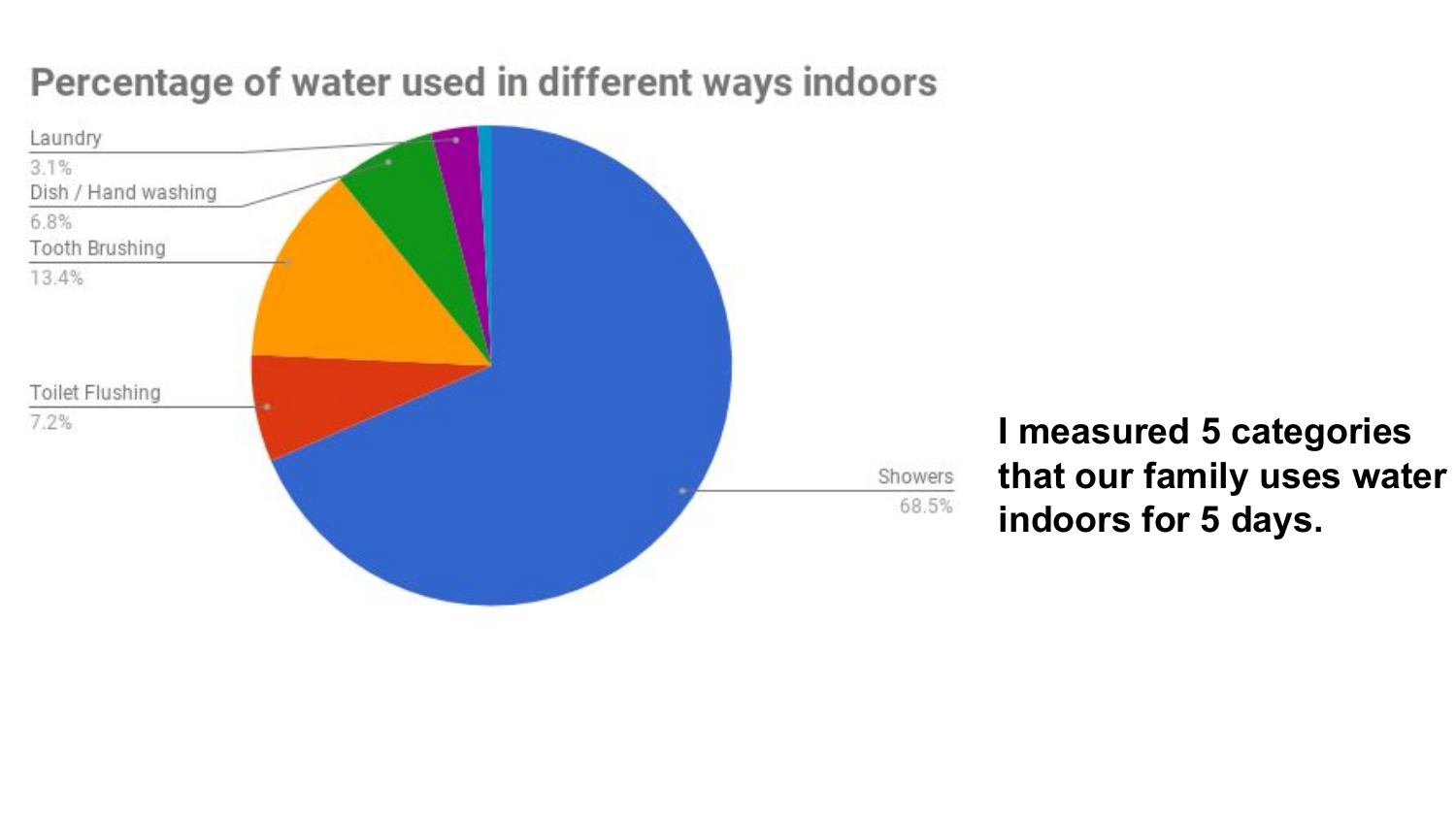## Percentage of water used in different ways indoors

| Category | Percentage |
| --- | --- |
| Laundry | 3.1% |
| Dish / Hand washing | 6.8% |
| Tooth Brushing | 13.4% |
| Toilet Flushing | 7.2% |
| Showers | 68.5% |

**I measured 5 categories that our family uses water indoors for 5 days.**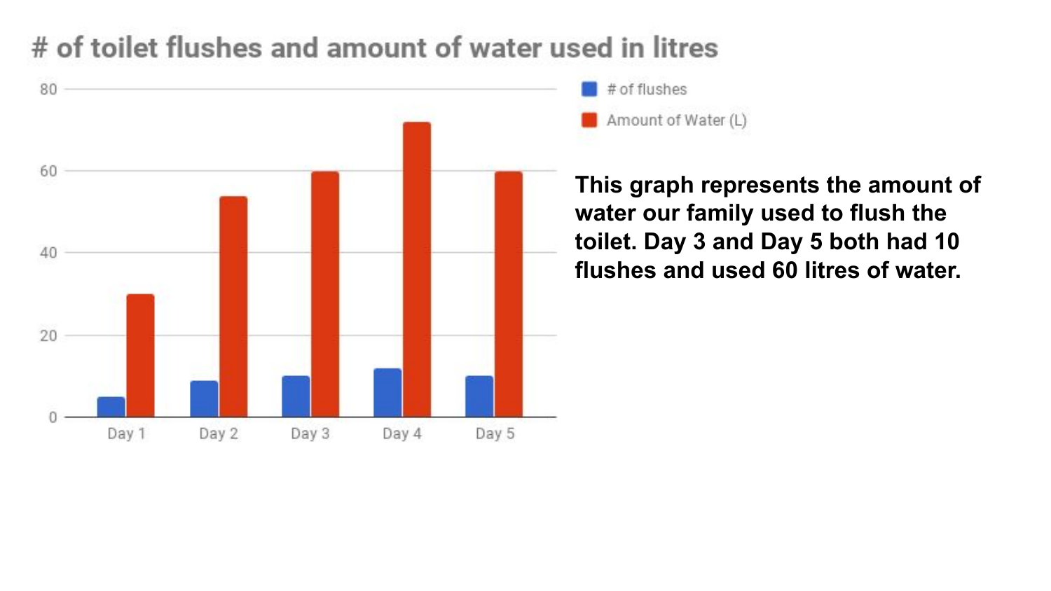# # of toilet flushes and amount of water used in litres

| | # of flushes | Amount of Water (L) |
|---|---|---|
| Day 1 | 5 | 30 |
| Day 2 | 9 | 54 |
| Day 3 | 10 | 60 |
| Day 4 | 12 | 72 |
| Day 5 | 10 | 60 |

**This graph represents the amount of water our family used to flush the toilet. Day 3 and Day 5 both had 10 flushes and used 60 litres of water.**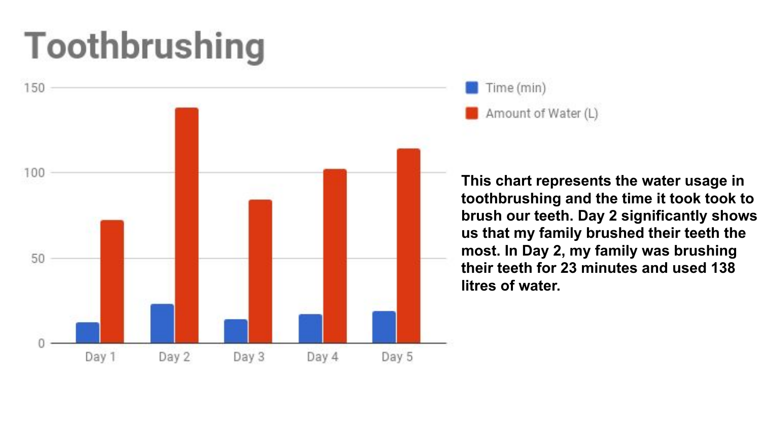# Toothbrushing

This chart represents the water usage in toothbrushing and the time it took took to brush our teeth. Day 2 significantly shows us that my family brushed their teeth the most. In Day 2, my family was brushing their teeth for 23 minutes and used 138 litres of water.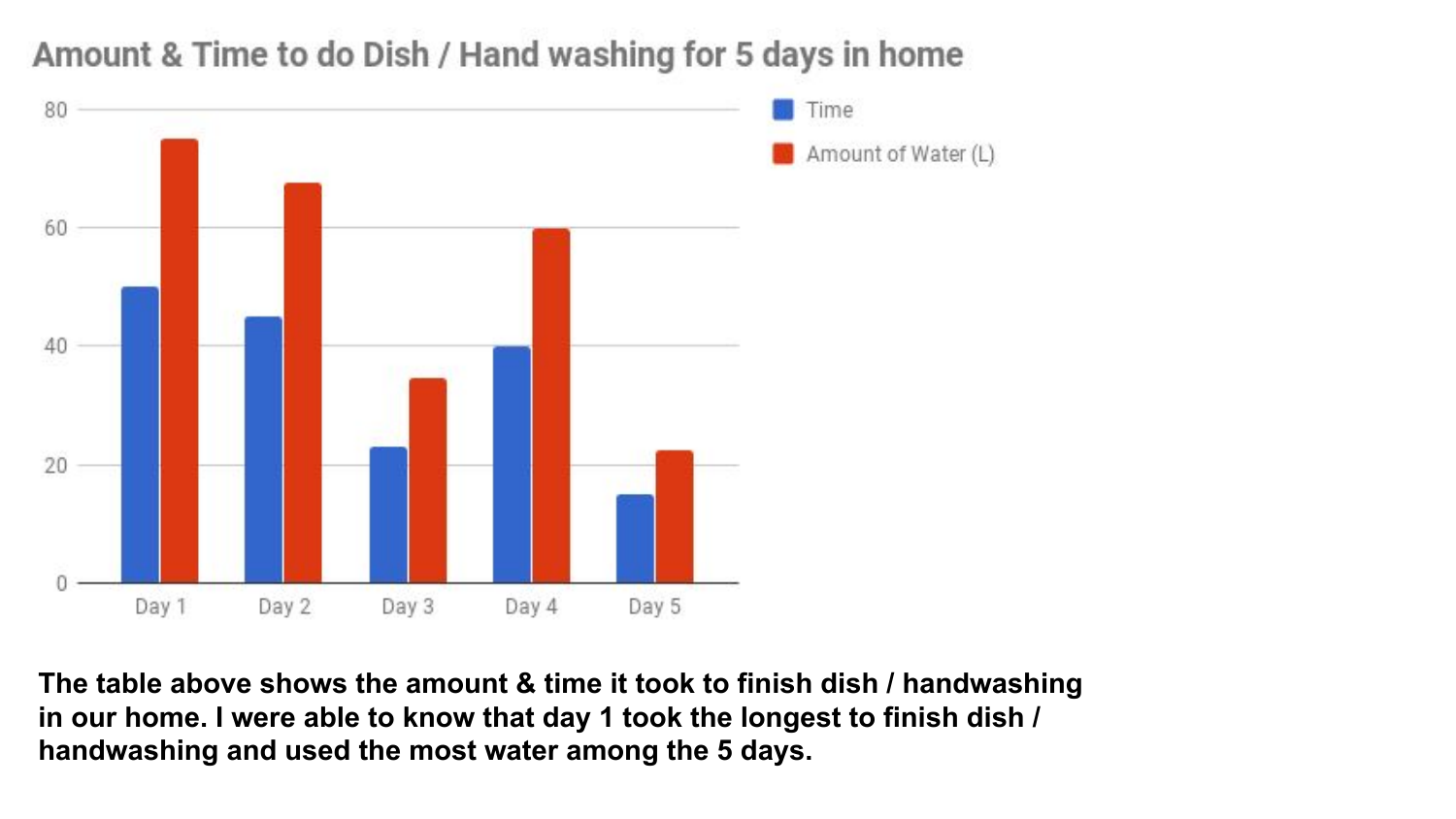## Amount & Time to do Dish / Hand washing for 5 days in home

**The table above shows the amount & time it took to finish dish / handwashing in our home. I were able to know that day 1 took the longest to finish dish / handwashing and used the most water among the 5 days.**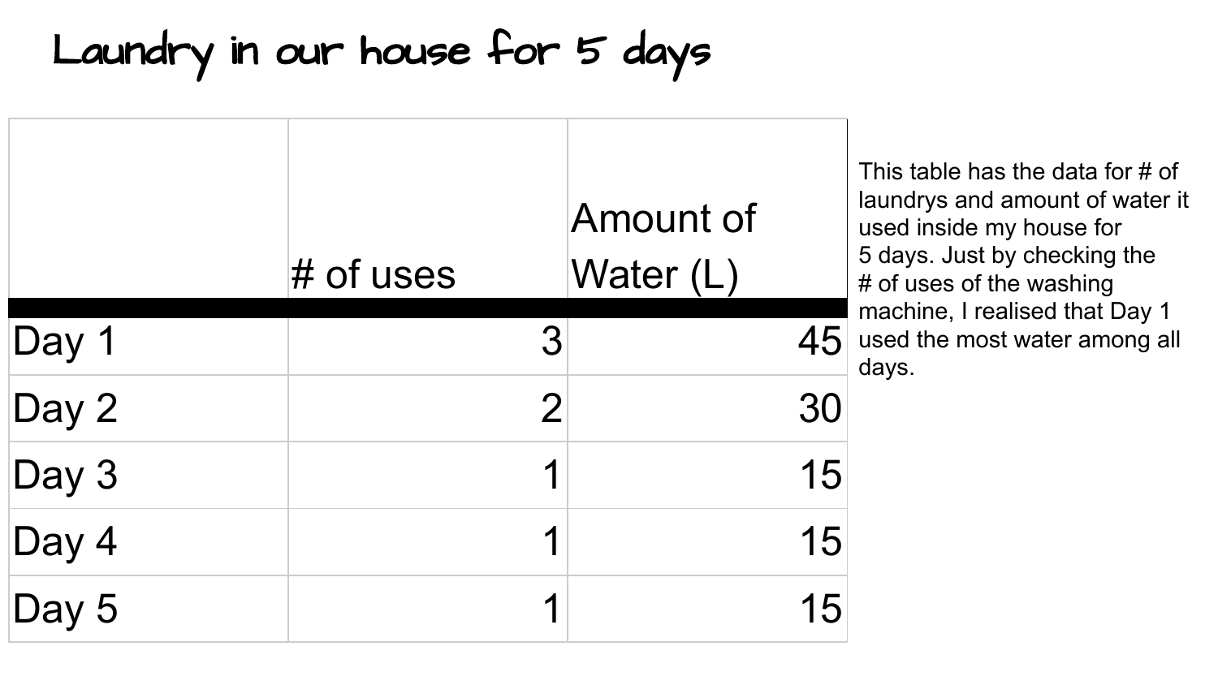# Laundry in our house for 5 days

| | # of uses | Amount of Water (L) |
|---|---|---|
| Day 1 | 3 | 45 |
| Day 2 | 2 | 30 |
| Day 3 | 1 | 15 |
| Day 4 | 1 | 15 |
| Day 5 | 1 | 15 |

This table has the data for # of laundrys and amount of water it used inside my house for 5 days. Just by checking the # of uses of the washing machine, I realised that Day 1 used the most water among all days.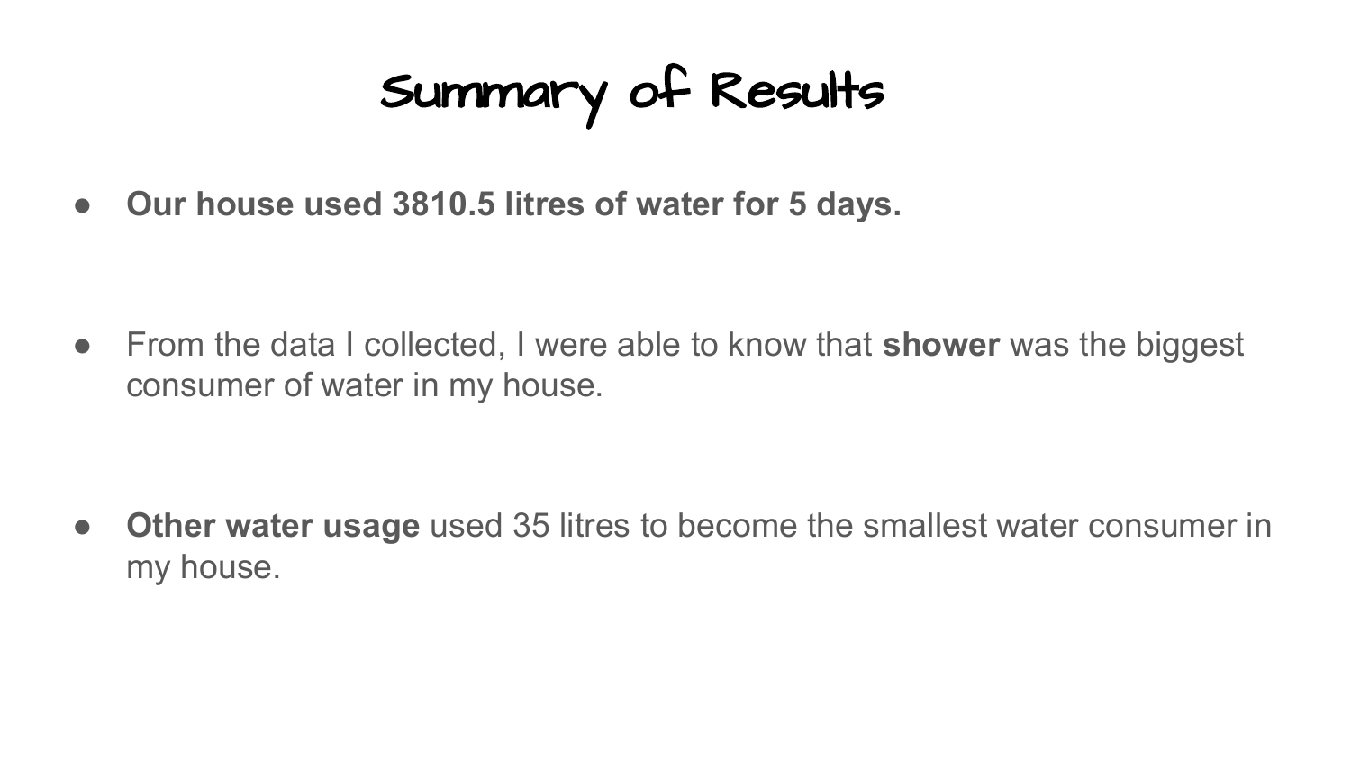# Summary of Results

- **Our house used 3810.5 litres of water for 5 days.**

- From the data I collected, I were able to know that **shower** was the biggest consumer of water in my house.

- **Other water usage** used 35 litres to become the smallest water consumer in my house.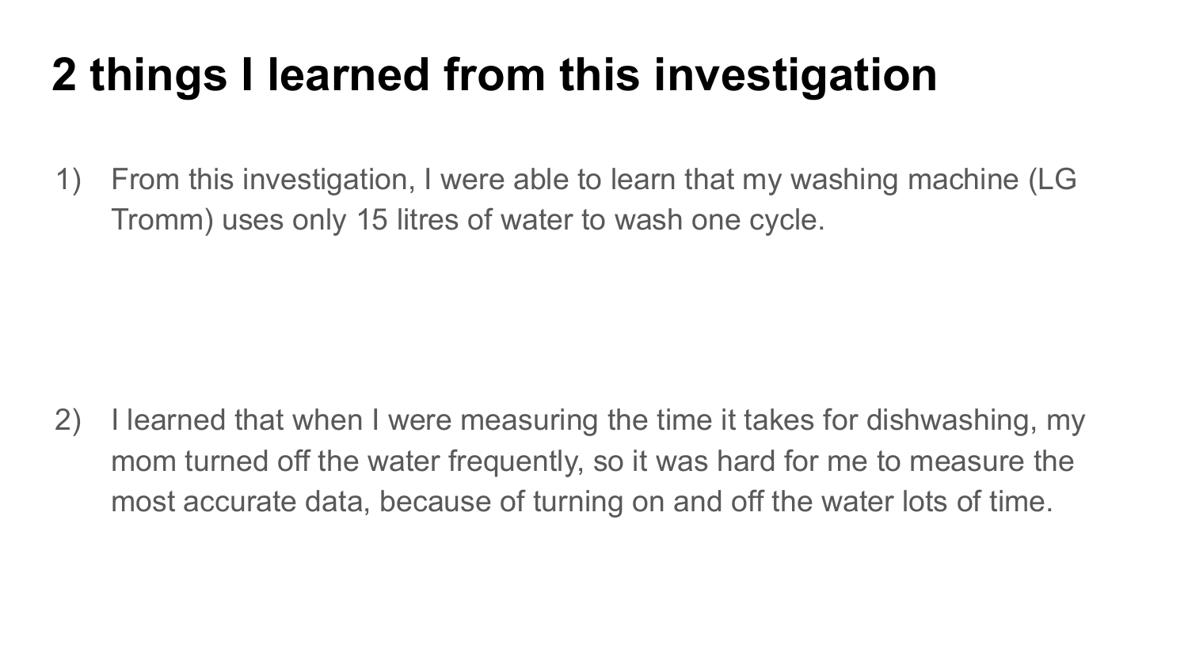# 2 things I learned from this investigation

1) From this investigation, I were able to learn that my washing machine (LG Tromm) uses only 15 litres of water to wash one cycle.

2) I learned that when I were measuring the time it takes for dishwashing, my mom turned off the water frequently, so it was hard for me to measure the most accurate data, because of turning on and off the water lots of time.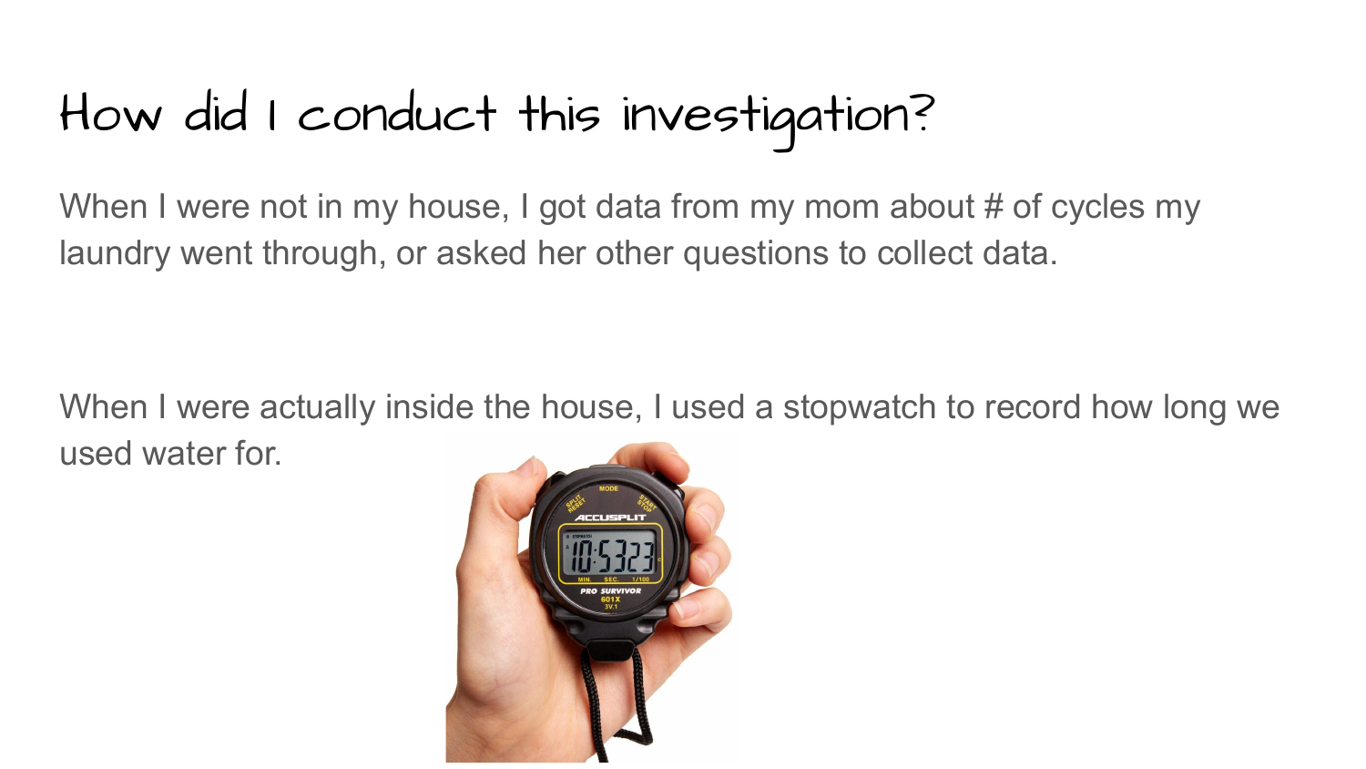# How did I conduct this investigation?

When I were not in my house, I got data from my mom about # of cycles my laundry went through, or asked her other questions to collect data.

When I were actually inside the house, I used a stopwatch to record how long we used water for.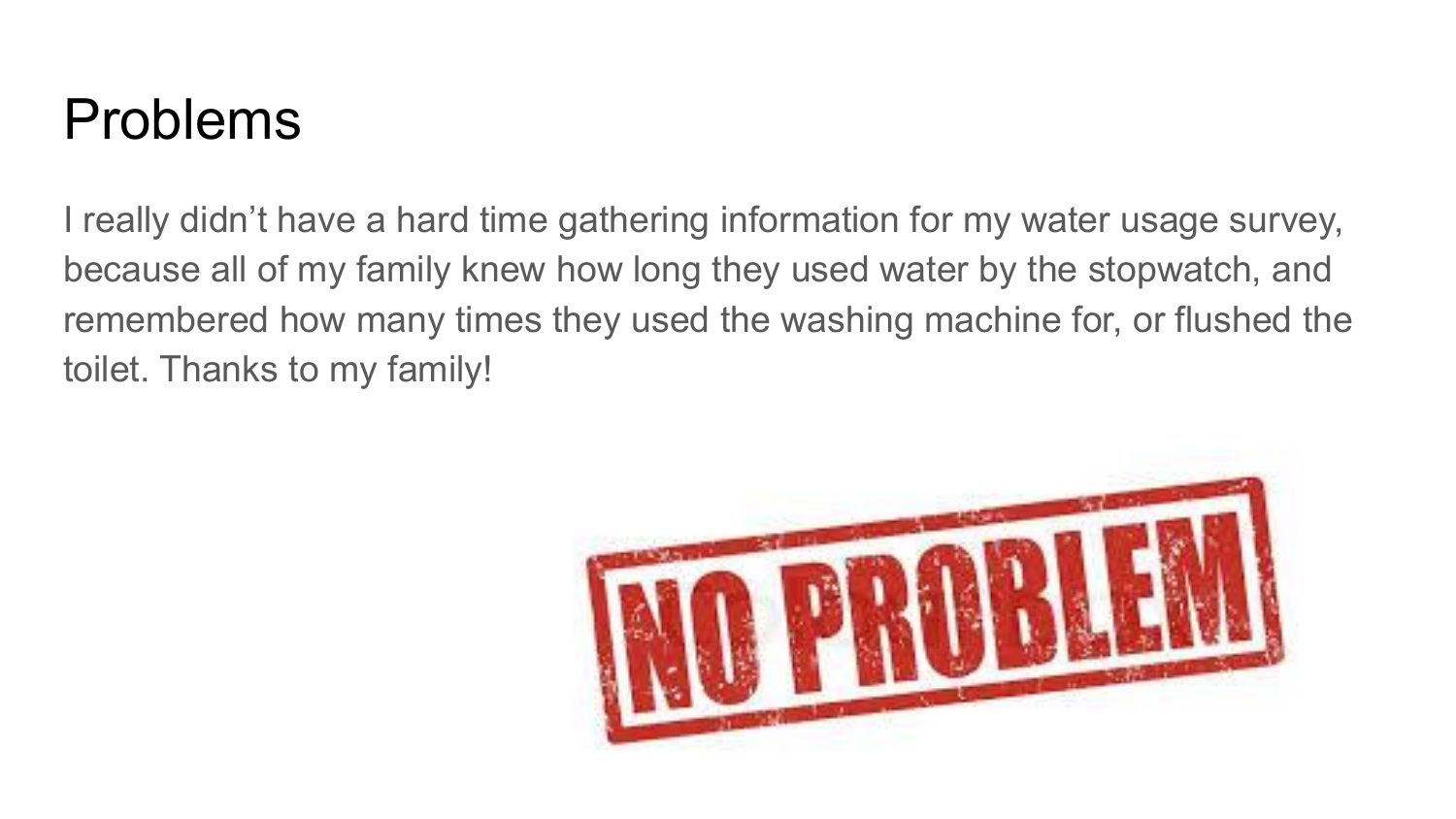# Problems

I really didn't have a hard time gathering information for my water usage survey, because all of my family knew how long they used water by the stopwatch, and remembered how many times they used the washing machine for, or flushed the toilet. Thanks to my family!

NO PROBLEM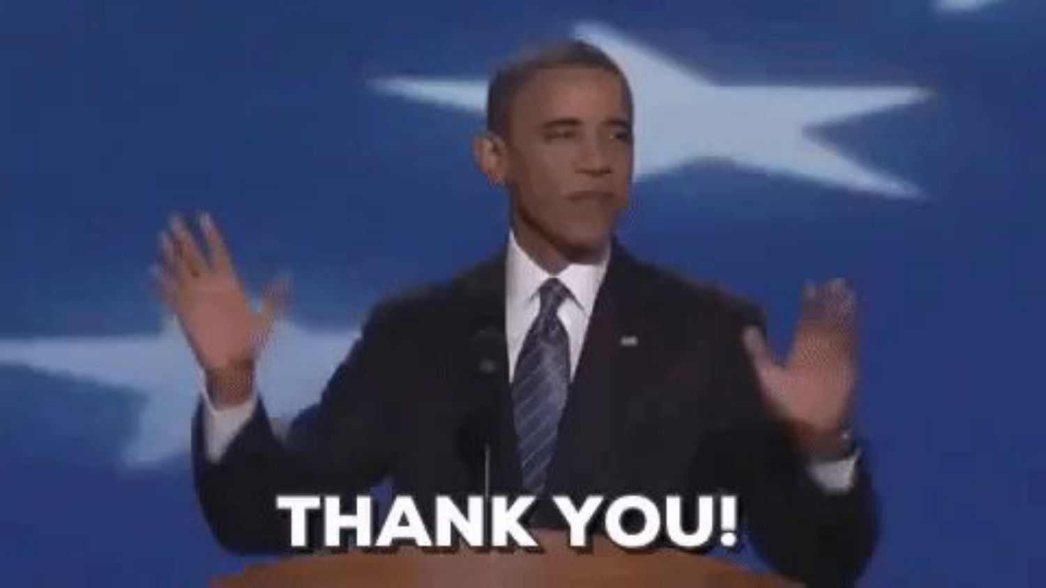THANK YOU!